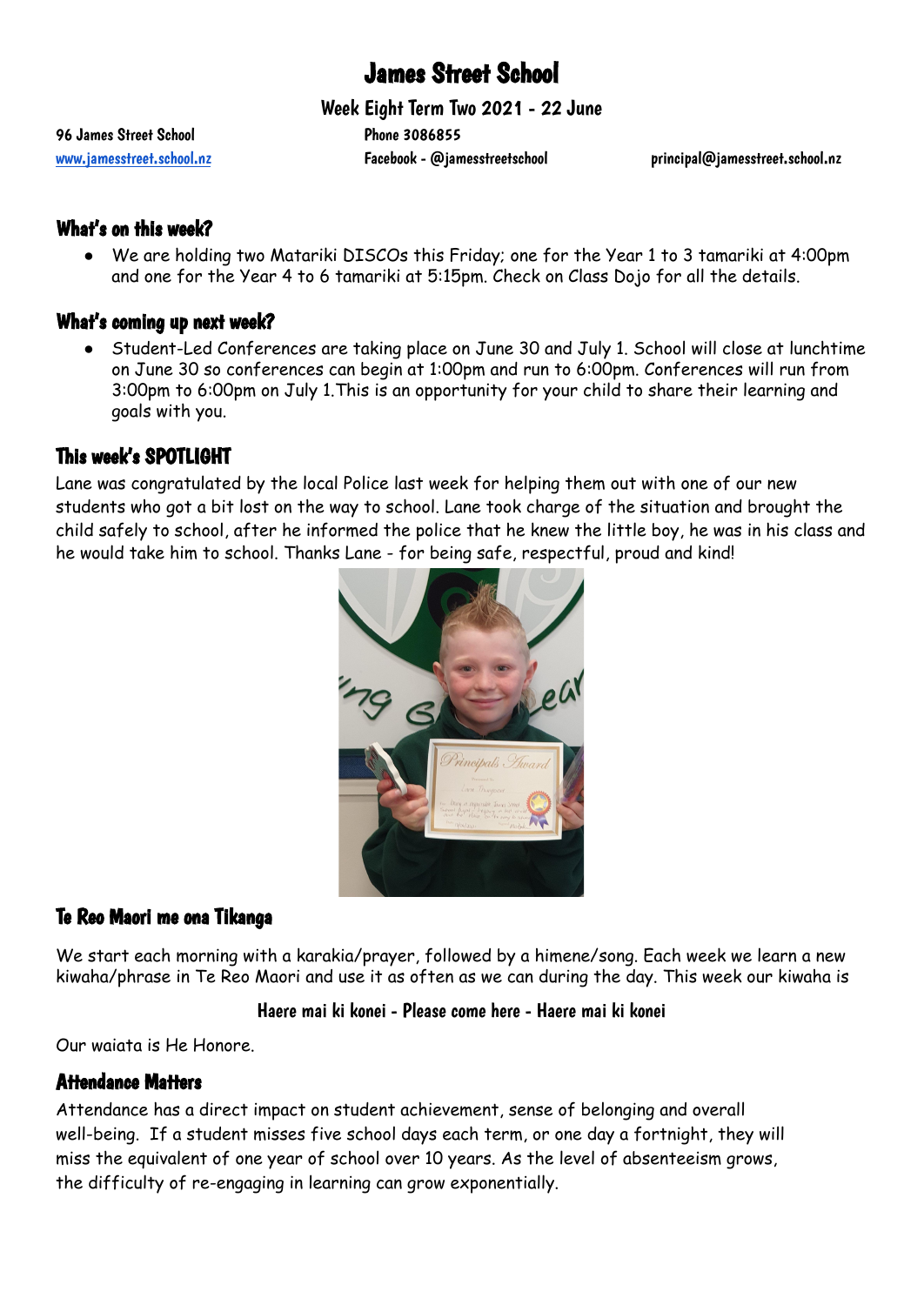# James Street School

## Week Eight Term Two 2021 - 22 June

96 James Street School
Phone 3086855
www.jamesstreet.school.nz
Facebook - @jamesstreetschool
principal@jamesstreet.school.nz

### What's on this week?

- We are holding two Matariki DISCOs this Friday; one for the Year 1 to 3 tamariki at 4:00pm and one for the Year 4 to 6 tamariki at 5:15pm. Check on Class Dojo for all the details.

### What's coming up next week?

- Student-Led Conferences are taking place on June 30 and July 1. School will close at lunchtime on June 30 so conferences can begin at 1:00pm and run to 6:00pm. Conferences will run from 3:00pm to 6:00pm on July 1.This is an opportunity for your child to share their learning and goals with you.

### This week's SPOTLIGHT

Lane was congratulated by the local Police last week for helping them out with one of our new students who got a bit lost on the way to school. Lane took charge of the situation and brought the child safely to school, after he informed the police that he knew the little boy, he was in his class and he would take him to school. Thanks Lane - for being safe, respectful, proud and kind!

### Te Reo Maori me ona Tikanga

We start each morning with a karakia/prayer, followed by a himene/song. Each week we learn a new kiwaha/phrase in Te Reo Maori and use it as often as we can during the day. This week our kiwaha is

**Haere mai ki konei - Please come here - Haere mai ki konei**

Our waiata is He Honore.

### Attendance Matters

Attendance has a direct impact on student achievement, sense of belonging and overall well-being. If a student misses five school days each term, or one day a fortnight, they will miss the equivalent of one year of school over 10 years. As the level of absenteeism grows, the difficulty of re-engaging in learning can grow exponentially.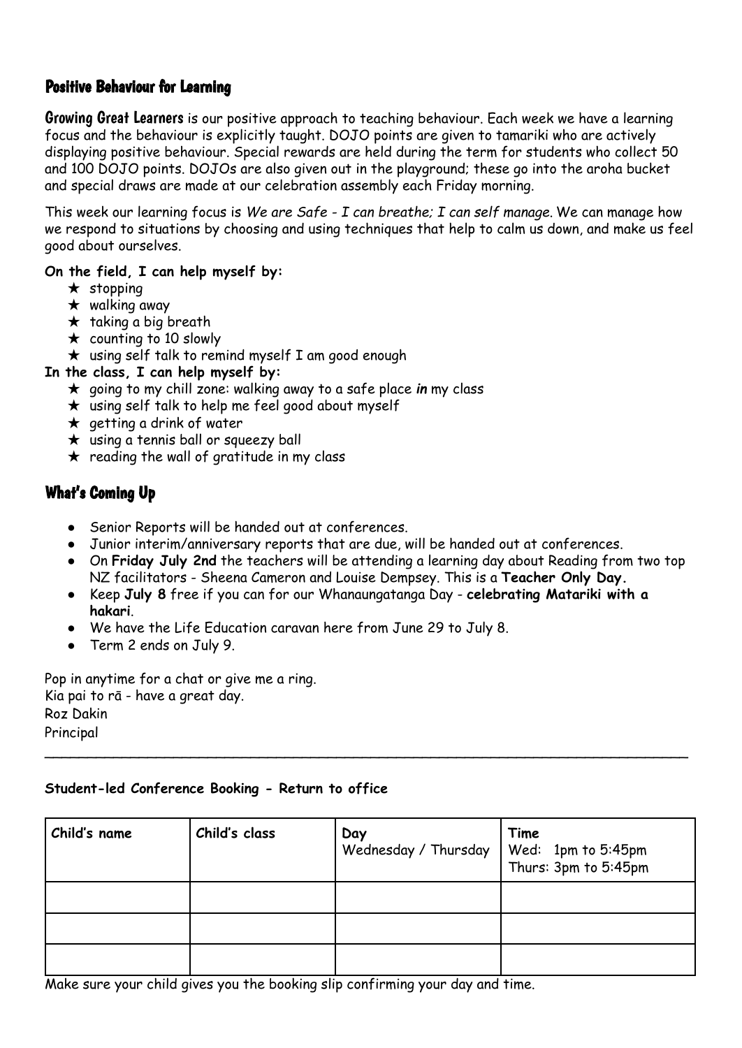## Positive Behaviour for Learning

**Growing Great Learners** is our positive approach to teaching behaviour. Each week we have a learning focus and the behaviour is explicitly taught. DOJO points are given to tamariki who are actively displaying positive behaviour. Special rewards are held during the term for students who collect 50 and 100 DOJO points. DOJOs are also given out in the playground; these go into the aroha bucket and special draws are made at our celebration assembly each Friday morning.

This week our learning focus is *We are Safe - I can breathe; I can self manage*. We can manage how we respond to situations by choosing and using techniques that help to calm us down, and make us feel good about ourselves.

**On the field, I can help myself by:**

- ★ stopping
- ★ walking away
- ★ taking a big breath
- ★ counting to 10 slowly
- ★ using self talk to remind myself I am good enough

**In the class, I can help myself by:**

- ★ going to my chill zone: walking away to a safe place ***in*** my class
- ★ using self talk to help me feel good about myself
- ★ getting a drink of water
- ★ using a tennis ball or squeezy ball
- ★ reading the wall of gratitude in my class

## What's Coming Up

- Senior Reports will be handed out at conferences.
- Junior interim/anniversary reports that are due, will be handed out at conferences.
- On **Friday July 2nd** the teachers will be attending a learning day about Reading from two top NZ facilitators - Sheena Cameron and Louise Dempsey. This is a **Teacher Only Day.**
- Keep **July 8** free if you can for our Whanaungatanga Day - **celebrating Matariki with a hakari**.
- We have the Life Education caravan here from June 29 to July 8.
- Term 2 ends on July 9.

Pop in anytime for a chat or give me a ring.
Kia pai to rā - have a great day.
Roz Dakin
Principal

---

**Student-led Conference Booking - Return to office**

| Child's name | Child's class | Day<br>Wednesday / Thursday | Time<br>Wed: 1pm to 5:45pm<br>Thurs: 3pm to 5:45pm |
|---|---|---|---|
| | | | |
| | | | |
| | | | |

Make sure your child gives you the booking slip confirming your day and time.